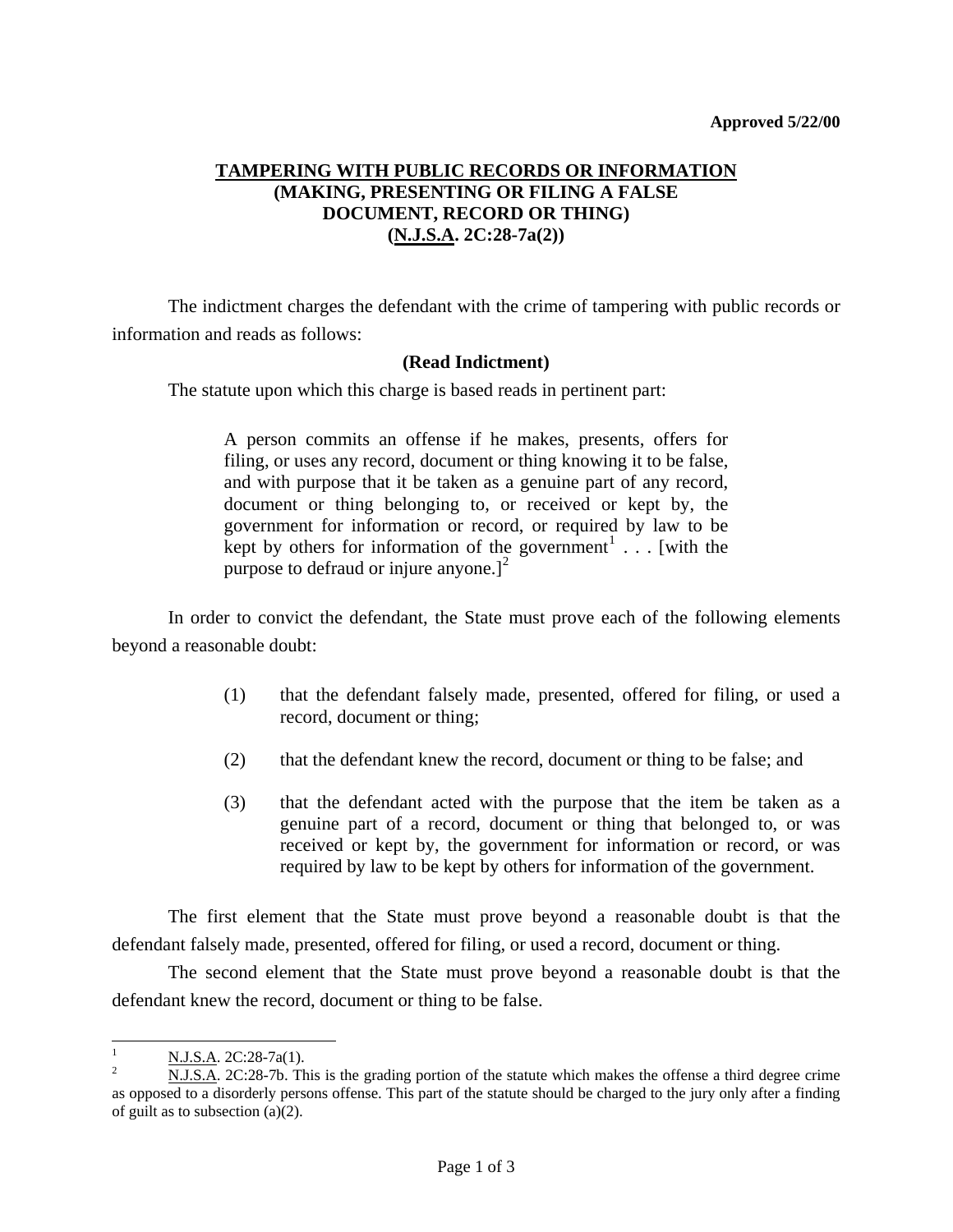**Approved 5/22/00**

# TAMPERING WITH PUBLIC RECORDS OR INFORMATION
## (MAKING, PRESENTING OR FILING A FALSE DOCUMENT, RECORD OR THING)
## (N.J.S.A. 2C:28-7a(2))

The indictment charges the defendant with the crime of tampering with public records or information and reads as follows:

**(Read Indictment)**

The statute upon which this charge is based reads in pertinent part:

> A person commits an offense if he makes, presents, offers for filing, or uses any record, document or thing knowing it to be false, and with purpose that it be taken as a genuine part of any record, document or thing belonging to, or received or kept by, the government for information or record, or required by law to be kept by others for information of the government[1] . . . [with the purpose to defraud or injure anyone.][2]

In order to convict the defendant, the State must prove each of the following elements beyond a reasonable doubt:

(1) that the defendant falsely made, presented, offered for filing, or used a record, document or thing;

(2) that the defendant knew the record, document or thing to be false; and

(3) that the defendant acted with the purpose that the item be taken as a genuine part of a record, document or thing that belonged to, or was received or kept by, the government for information or record, or was required by law to be kept by others for information of the government.

The first element that the State must prove beyond a reasonable doubt is that the defendant falsely made, presented, offered for filing, or used a record, document or thing.

The second element that the State must prove beyond a reasonable doubt is that the defendant knew the record, document or thing to be false.

---

[1] N.J.S.A. 2C:28-7a(1).

[2] N.J.S.A. 2C:28-7b. This is the grading portion of the statute which makes the offense a third degree crime as opposed to a disorderly persons offense. This part of the statute should be charged to the jury only after a finding of guilt as to subsection (a)(2).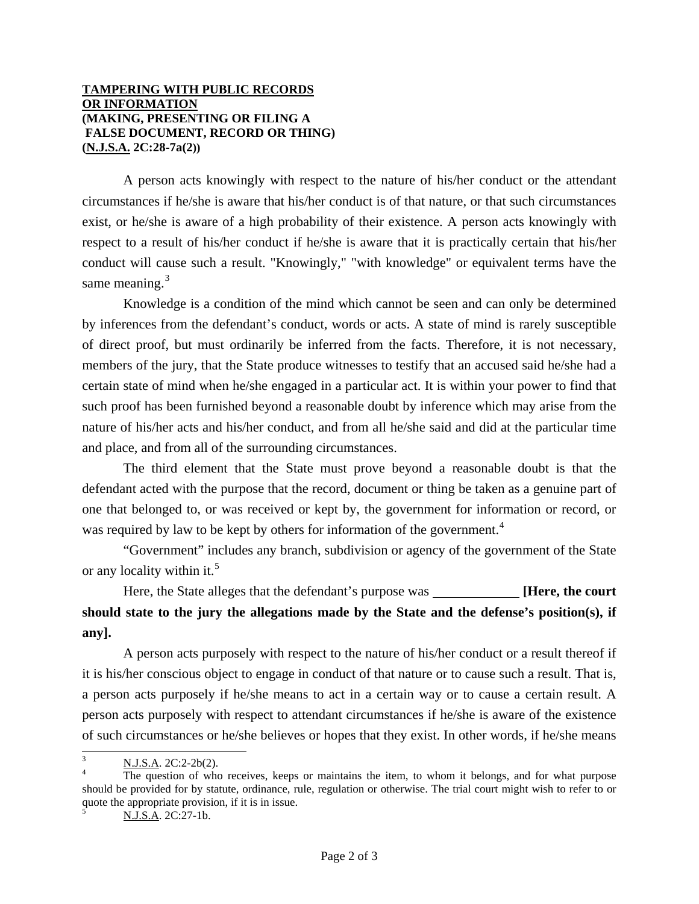**TAMPERING WITH PUBLIC RECORDS OR INFORMATION**
**(MAKING, PRESENTING OR FILING A FALSE DOCUMENT, RECORD OR THING)**
**(N.J.S.A. 2C:28-7a(2))**

A person acts knowingly with respect to the nature of his/her conduct or the attendant circumstances if he/she is aware that his/her conduct is of that nature, or that such circumstances exist, or he/she is aware of a high probability of their existence. A person acts knowingly with respect to a result of his/her conduct if he/she is aware that it is practically certain that his/her conduct will cause such a result. "Knowingly," "with knowledge" or equivalent terms have the same meaning.[3]

Knowledge is a condition of the mind which cannot be seen and can only be determined by inferences from the defendant's conduct, words or acts. A state of mind is rarely susceptible of direct proof, but must ordinarily be inferred from the facts. Therefore, it is not necessary, members of the jury, that the State produce witnesses to testify that an accused said he/she had a certain state of mind when he/she engaged in a particular act. It is within your power to find that such proof has been furnished beyond a reasonable doubt by inference which may arise from the nature of his/her acts and his/her conduct, and from all he/she said and did at the particular time and place, and from all of the surrounding circumstances.

The third element that the State must prove beyond a reasonable doubt is that the defendant acted with the purpose that the record, document or thing be taken as a genuine part of one that belonged to, or was received or kept by, the government for information or record, or was required by law to be kept by others for information of the government.[4]

"Government" includes any branch, subdivision or agency of the government of the State or any locality within it.[5]

Here, the State alleges that the defendant's purpose was ____________ **[Here, the court should state to the jury the allegations made by the State and the defense's position(s), if any].**

A person acts purposely with respect to the nature of his/her conduct or a result thereof if it is his/her conscious object to engage in conduct of that nature or to cause such a result. That is, a person acts purposely if he/she means to act in a certain way or to cause a certain result. A person acts purposely with respect to attendant circumstances if he/she is aware of the existence of such circumstances or he/she believes or hopes that they exist. In other words, if he/she means

---

[3] N.J.S.A. 2C:2-2b(2).

[4] The question of who receives, keeps or maintains the item, to whom it belongs, and for what purpose should be provided for by statute, ordinance, rule, regulation or otherwise. The trial court might wish to refer to or quote the appropriate provision, if it is in issue.

[5] N.J.S.A. 2C:27-1b.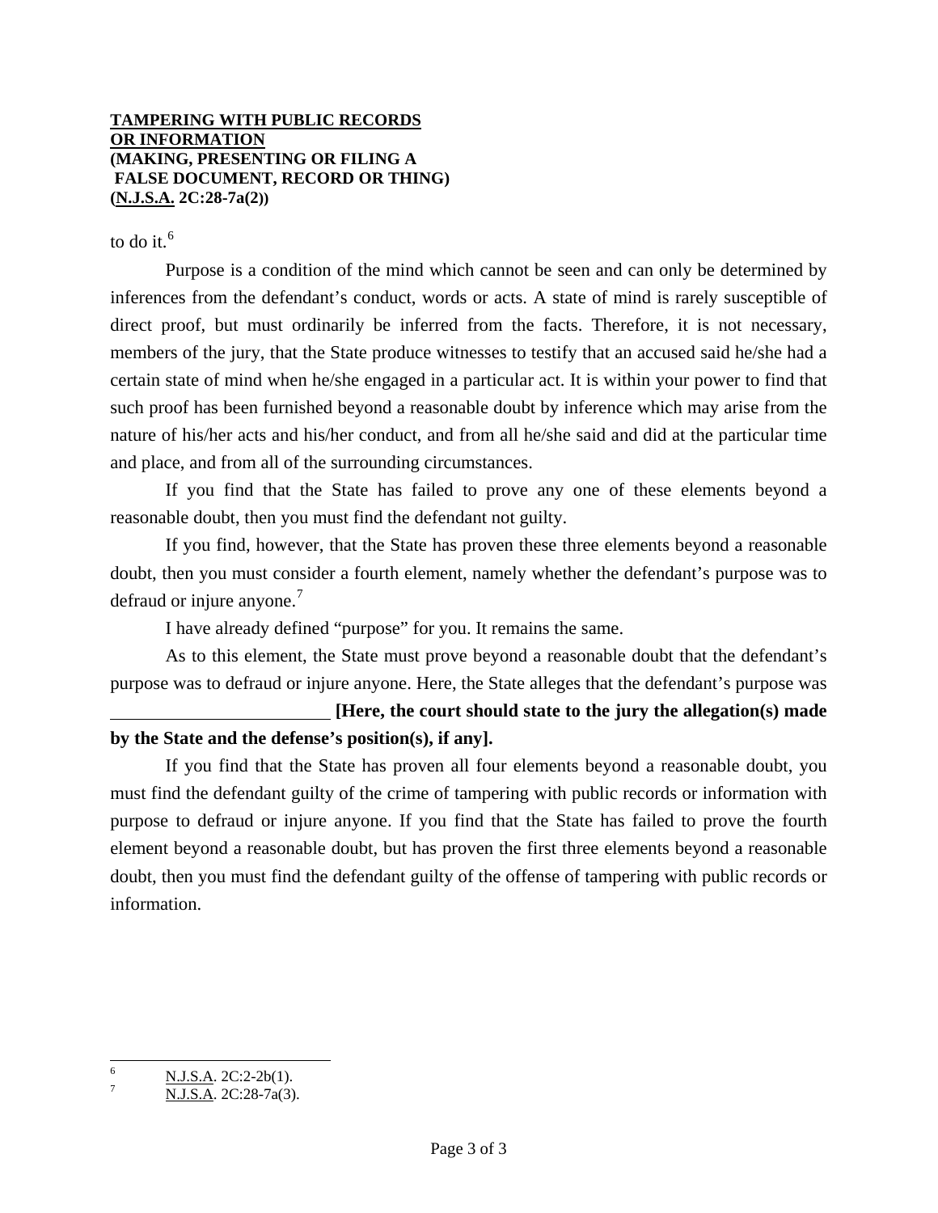to do it.[6]

Purpose is a condition of the mind which cannot be seen and can only be determined by inferences from the defendant's conduct, words or acts. A state of mind is rarely susceptible of direct proof, but must ordinarily be inferred from the facts. Therefore, it is not necessary, members of the jury, that the State produce witnesses to testify that an accused said he/she had a certain state of mind when he/she engaged in a particular act. It is within your power to find that such proof has been furnished beyond a reasonable doubt by inference which may arise from the nature of his/her acts and his/her conduct, and from all he/she said and did at the particular time and place, and from all of the surrounding circumstances.

If you find that the State has failed to prove any one of these elements beyond a reasonable doubt, then you must find the defendant not guilty.

If you find, however, that the State has proven these three elements beyond a reasonable doubt, then you must consider a fourth element, namely whether the defendant's purpose was to defraud or injure anyone.[7]

I have already defined "purpose" for you. It remains the same.

As to this element, the State must prove beyond a reasonable doubt that the defendant's purpose was to defraud or injure anyone. Here, the State alleges that the defendant's purpose was ________________________ **[Here, the court should state to the jury the allegation(s) made by the State and the defense's position(s), if any].**

If you find that the State has proven all four elements beyond a reasonable doubt, you must find the defendant guilty of the crime of tampering with public records or information with purpose to defraud or injure anyone. If you find that the State has failed to prove the fourth element beyond a reasonable doubt, but has proven the first three elements beyond a reasonable doubt, then you must find the defendant guilty of the offense of tampering with public records or information.

---

[6] N.J.S.A. 2C:2-2b(1).

[7] N.J.S.A. 2C:28-7a(3).